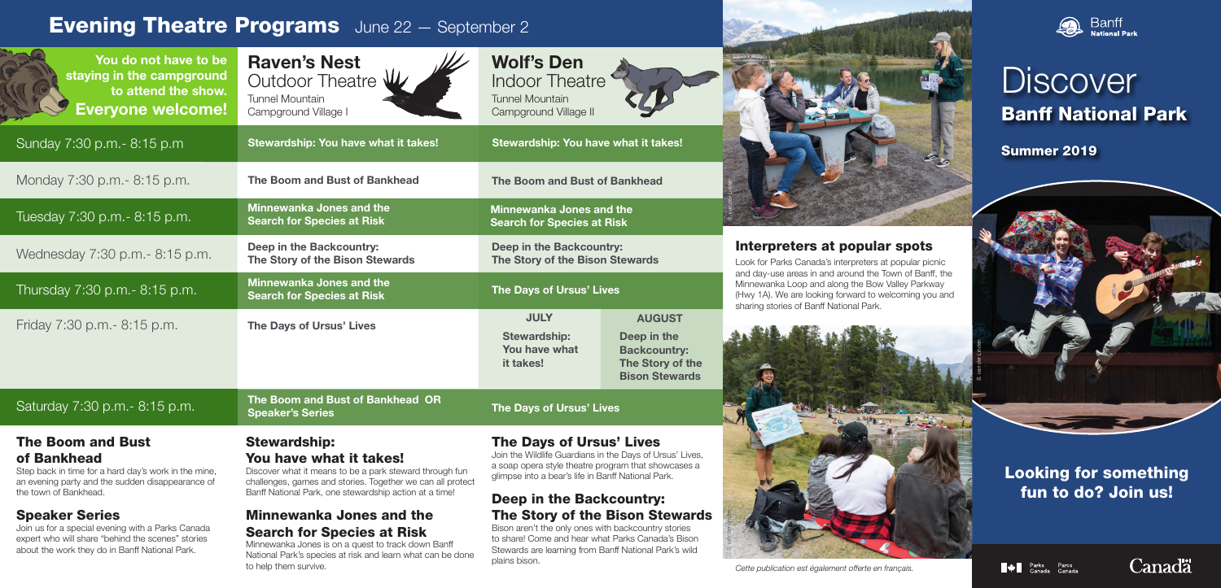# Evening Theatre Programs June 22 — September 2

| You do not have to be staying in the campground to attend the show. **Everyone welcome!** | **Raven's Nest** Outdoor Theatre — Tunnel Mountain Campground Village I | **Wolf's Den** Indoor Theatre — Tunnel Mountain Campground Village II | |
|---|---|---|---|
| Sunday 7:30 p.m.- 8:15 p.m | **Stewardship: You have what it takes!** | **Stewardship: You have what it takes!** | |
| Monday 7:30 p.m.- 8:15 p.m. | **The Boom and Bust of Bankhead** | **The Boom and Bust of Bankhead** | |
| Tuesday 7:30 p.m.- 8:15 p.m. | **Minnewanka Jones and the Search for Species at Risk** | **Minnewanka Jones and the Search for Species at Risk** | |
| Wednesday 7:30 p.m.- 8:15 p.m. | **Deep in the Backcountry: The Story of the Bison Stewards** | **Deep in the Backcountry: The Story of the Bison Stewards** | |
| Thursday 7:30 p.m.- 8:15 p.m. | **Minnewanka Jones and the Search for Species at Risk** | **The Days of Ursus' Lives** | |
| Friday 7:30 p.m.- 8:15 p.m. | **The Days of Ursus' Lives** | **JULY** Stewardship: You have what it takes! | **AUGUST** Deep in the Backcountry: The Story of the Bison Stewards |
| Saturday 7:30 p.m.- 8:15 p.m. | **The Boom and Bust of Bankhead OR Speaker's Series** | **The Days of Ursus' Lives** | |

### The Boom and Bust of Bankhead

Step back in time for a hard day's work in the mine, an evening party and the sudden disappearance of the town of Bankhead.

### Speaker Series

Join us for a special evening with a Parks Canada expert who will share "behind the scenes" stories about the work they do in Banff National Park.

### Stewardship: You have what it takes!

Discover what it means to be a park steward through fun challenges, games and stories. Together we can all protect Banff National Park, one stewardship action at a time!

### Minnewanka Jones and the Search for Species at Risk

Minnewanka Jones is on a quest to track down Banff National Park's species at risk and learn what can be done to help them survive.

### The Days of Ursus' Lives

Join the Wildlife Guardians in the Days of Ursus' Lives, a soap opera style theatre program that showcases a glimpse into a bear's life in Banff National Park.

### Deep in the Backcountry: The Story of the Bison Stewards

Bison aren't the only ones with backcountry stories to share! Come and hear what Parks Canada's Bison Stewards are learning from Banff National Park's wild plains bison.

### Interpreters at popular spots

Look for Parks Canada's interpreters at popular picnic and day-use areas in and around the Town of Banff, the Minnewanka Loop and along the Bow Valley Parkway (Hwy 1A). We are looking forward to welcoming you and sharing stories of Banff National Park.

*Cette publication est également offerte en français.*

Banff National Park

# Discover Banff National Park

**Summer 2019**

## Looking for something fun to do? Join us!

Parks Canada | Parcs Canada

Canada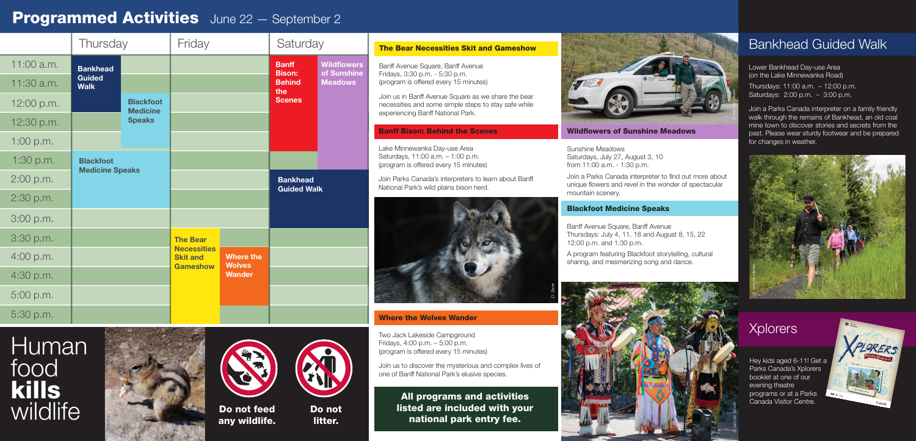# Programmed Activities June 22 — September 2

| | Thursday | | Friday | | Saturday | |
|---|---|---|---|---|---|---|
| 11:00 a.m. | Bankhead Guided Walk | | | | Banff Bison: Behind the Scenes | Wildflowers of Sunshine Meadows |
| 11:30 a.m. | Bankhead Guided Walk | | | | Banff Bison: Behind the Scenes | Wildflowers of Sunshine Meadows |
| 12:00 p.m. | | Blackfoot Medicine Speaks | | | Banff Bison: Behind the Scenes | Wildflowers of Sunshine Meadows |
| 12:30 p.m. | | Blackfoot Medicine Speaks | | | Banff Bison: Behind the Scenes | Wildflowers of Sunshine Meadows |
| 1:00 p.m. | | Blackfoot Medicine Speaks | | | | Wildflowers of Sunshine Meadows |
| 1:30 p.m. | Blackfoot Medicine Speaks | | | | | |
| 2:00 p.m. | Blackfoot Medicine Speaks | | | | Bankhead Guided Walk | |
| 2:30 p.m. | Blackfoot Medicine Speaks | | | | Bankhead Guided Walk | |
| 3:00 p.m. | | | | | | |
| 3:30 p.m. | | | The Bear Necessities Skit and Gameshow | | | |
| 4:00 p.m. | | | The Bear Necessities Skit and Gameshow | Where the Wolves Wander | | |
| 4:30 p.m. | | | The Bear Necessities Skit and Gameshow | Where the Wolves Wander | | |
| 5:00 p.m. | | | The Bear Necessities Skit and Gameshow | | | |
| 5:30 p.m. | | | | | | |

Human food **kills** wildlife

**Do not feed any wildlife.**

**Do not litter.**

### The Bear Necessities Skit and Gameshow

Banff Avenue Square, Banff Avenue
Fridays, 3:30 p.m. - 5:30 p.m.
(program is offered every 15 minutes)

Join us in Banff Avenue Square as we share the bear necessities and some simple steps to stay safe while experiencing Banff National Park.

### Banff Bison: Behind the Scenes

Lake Minnewanka Day-use Area
Saturdays, 11:00 a.m. – 1:00 p.m.
(program is offered every 15 minutes)

Join Parks Canada's interpreters to learn about Banff National Park's wild plains bison herd.

### Where the Wolves Wander

Two Jack Lakeside Campground
Fridays, 4:00 p.m. – 5:00 p.m.
(program is offered every 15 minutes)

Join us to discover the mysterious and complex lives of one of Banff National Park's elusive species.

**All programs and activities listed are included with your national park entry fee.**

### Wildflowers of Sunshine Meadows

Sunshine Meadows
Saturdays, July 27, August 3, 10
from 11:00 a.m. - 1:30 p.m.

Join a Parks Canada interpreter to find out more about unique flowers and revel in the wonder of spectacular mountain scenery.

### Blackfoot Medicine Speaks

Banff Avenue Square, Banff Avenue
Thursdays: July 4, 11, 18 and August 8, 15, 22
12:00 p.m. and 1:30 p.m.

A program featuring Blackfoot storytelling, cultural sharing, and mesmerizing song and dance.

## Bankhead Guided Walk

Lower Bankhead Day-use Area
(on the Lake Minnewanka Road)
Thursdays: 11:00 a.m. – 12:00 p.m.
Saturdays: 2:00 p.m. – 3:00 p.m.

Join a Parks Canada interpreter on a family friendly walk through the remains of Bankhead, an old coal mine town to discover stories and secrets from the past. Please wear sturdy footwear and be prepared for changes in weather.

## Xplorers

Hey kids aged 6-11! Get a Parks Canada's Xplorers booklet at one of our evening theatre programs or at a Parks Canada Visitor Centre.